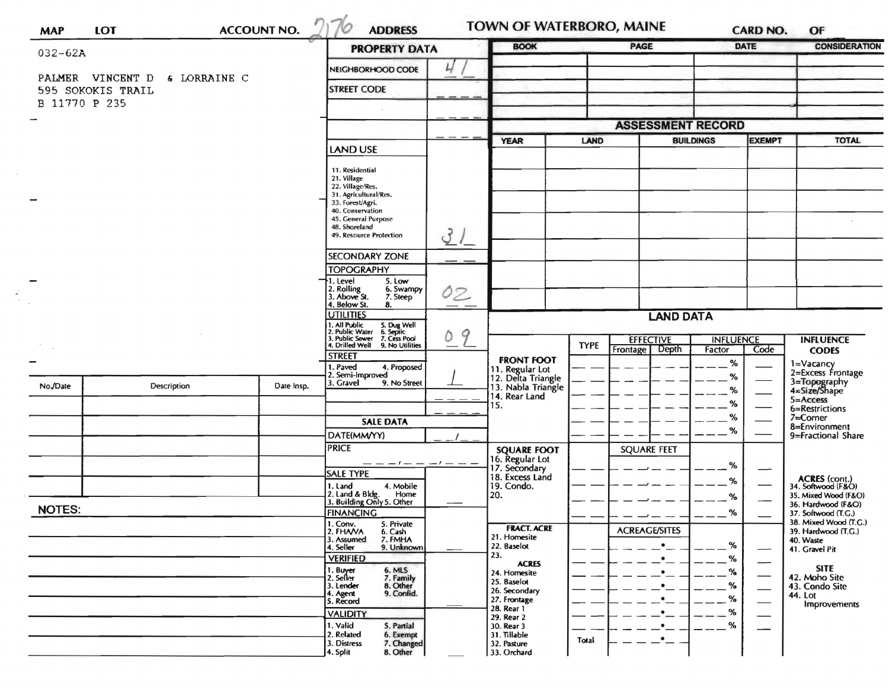| MAP | LOT | ACCOUNT NO. 2176 | ADDRESS | TOWN OF WATERBORO, MAINE | CARD NO. | OF |
|---|---|---|---|---|---|---|

032-62A

PALMER VINCENT D & LORRAINE C
595 SOKOKIS TRAIL
B 11770 P 235

## PROPERTY DATA

| | |
|---|---|
| NEIGHBORHOOD CODE | 41 |
| STREET CODE | |
| LAND USE<br>11. Residential<br>21. Village<br>22. Village/Res.<br>31. Agricultural/Res.<br>33. Forest/Agri.<br>40. Conservation<br>45. General Purpose<br>48. Shoreland<br>49. Resource Protection | 31 |
| SECONDARY ZONE | |
| TOPOGRAPHY<br>1. Level 5. Low<br>2. Rolling 6. Swampy<br>3. Above St. 7. Steep<br>4. Below St. 8. | 02 |
| UTILITIES<br>1. All Public 5. Dug Well<br>2. Public Water 6. Septic<br>3. Public Sewer 7. Cess Pool<br>4. Drilled Well 9. No Utilities | 09 |
| STREET<br>1. Paved 4. Proposed<br>2. Semi-Improved<br>3. Gravel 9. No Street | 1 |

## SALE DATA

| | |
|---|---|
| DATE(MM/YY) | / |
| PRICE | |
| SALE TYPE<br>1. Land 4. Mobile Home<br>2. Land & Bldg. 5. Other<br>3. Building Only | |
| FINANCING<br>1. Conv. 5. Private<br>2. FHA/VA 6. Cash<br>3. Assumed 7. FMHA<br>4. Seller 9. Unknown | |
| VERIFIED<br>1. Buyer 6. MLS<br>2. Seller 7. Family<br>3. Lender 8. Other<br>4. Agent 9. Confid.<br>5. Record | |
| VALIDITY<br>1. Valid 5. Partial<br>2. Related 6. Exempt<br>3. Distress 7. Changed<br>4. Split 8. Other | |

| BOOK | PAGE | DATE | CONSIDERATION |
|---|---|---|---|
| | | | |
| | | | |
| | | | |
| | | | |

## ASSESSMENT RECORD

| YEAR | LAND | BUILDINGS | EXEMPT | TOTAL |
|---|---|---|---|---|
| | | | | |
| | | | | |
| | | | | |
| | | | | |
| | | | | |
| | | | | |
| | | | | |

## LAND DATA

| | TYPE | EFFECTIVE Frontage | EFFECTIVE Depth | INFLUENCE Factor | INFLUENCE Code |
|---|---|---|---|---|---|
| FRONT FOOT<br>11. Regular Lot<br>12. Delta Triangle<br>13. Nabla Triangle<br>14. Rear Land<br>15. | | | | % | |
| SQUARE FOOT<br>16. Regular Lot<br>17. Secondary<br>18. Excess Land<br>19. Condo.<br>20. | | SQUARE FEET | | % | |
| FRACT. ACRE<br>21. Homesite<br>22. Baselot<br>23. | | ACREAGE/SITES | | % | |
| ACRES<br>24. Homesite<br>25. Baselot<br>26. Secondary<br>27. Frontage<br>28. Rear 1<br>29. Rear 2<br>30. Rear 3<br>31. Tillable<br>32. Pasture<br>33. Orchard | Total | | | % | |

**INFLUENCE CODES**
1=Vacancy
2=Excess Frontage
3=Topography
4=Size/Shape
5=Access
6=Restrictions
7=Corner
8=Environment
9=Fractional Share

**ACRES (cont.)**
34. Softwood (F&O)
35. Mixed Wood (F&O)
36. Hardwood (F&O)
37. Softwood (T.G.)
38. Mixed Wood (T.G.)
39. Hardwood (T.G.)
40. Waste
41. Gravel Pit

**SITE**
42. Moho Site
43. Condo Site
44. Lot Improvements

| No./Date | Description | Date Insp. |
|---|---|---|
| | | |
| | | |
| | | |
| | | |
| | | |

NOTES: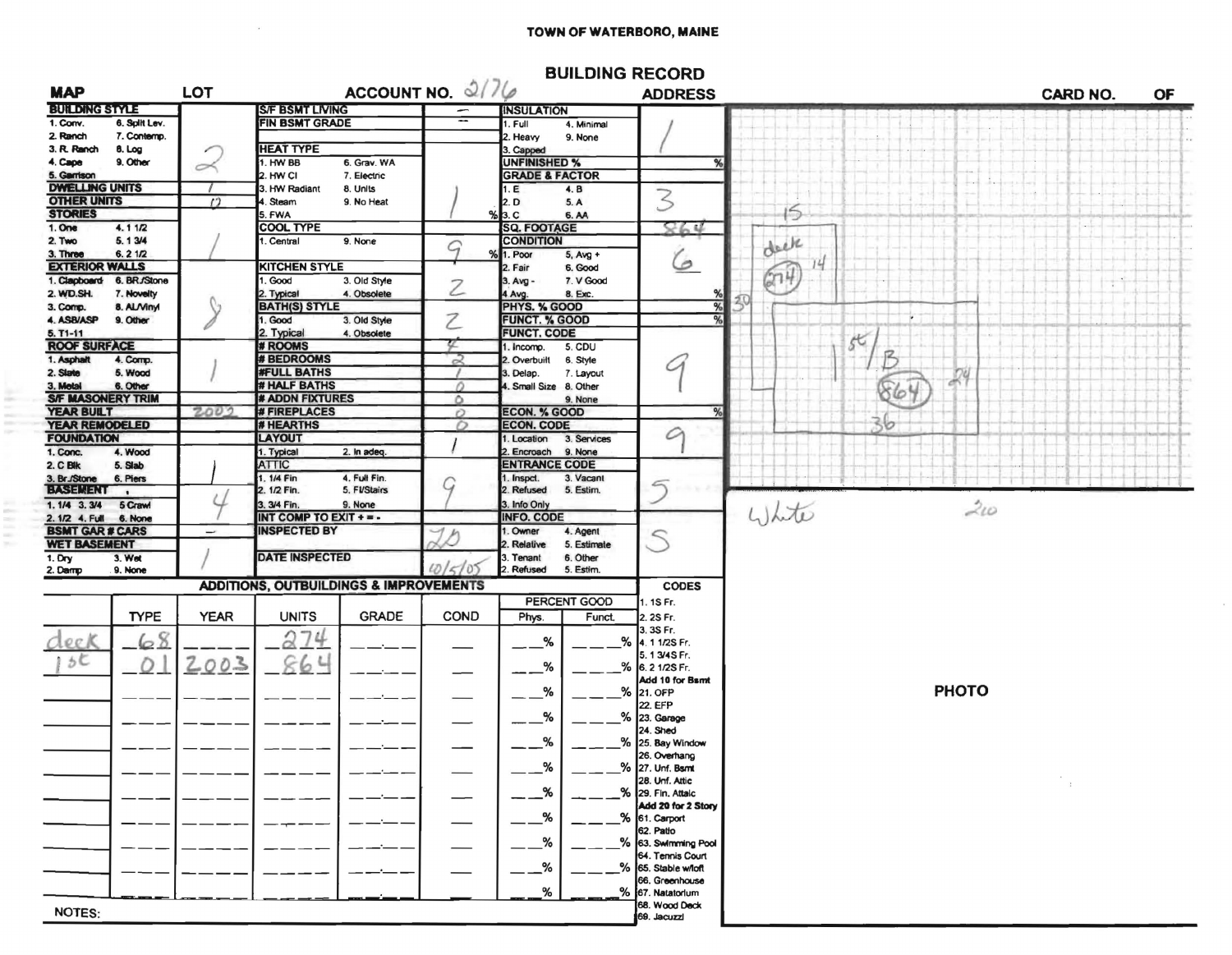**TOWN OF WATERBORO, MAINE**

## BUILDING RECORD

MAP | LOT | ACCOUNT NO. 2176 | ADDRESS | CARD NO. OF

| Field | Value | Field | Value | Field | Value |
|---|---|---|---|---|---|
| **BUILDING STYLE** 1. Conv. 2. Ranch 3. R. Ranch 4. Cape 5. Garrison 6. Split Lev. 7. Contemp. 8. Log 9. Other | 2 | **S/F BSMT LIVING** | – | **INSULATION** 1. Full 2. Heavy 3. Capped 4. Minimal 9. None | 1 |
| **DWELLING UNITS** | 1 | **FIN BSMT GRADE** | – | **UNFINISHED %** | % |
| **OTHER UNITS** | 0 | **HEAT TYPE** 1. HW BB 2. HW CI 3. HW Radiant 4. Steam 5. FWA 6. Grav. WA 7. Electric 8. Units 9. No Heat | 1 % | **GRADE & FACTOR** 1. E 2. D 3. C 4. B 5. A 6. AA | 3 % |
| **STORIES** 1. One 2. Two 3. Three 4. 1 1/2 5. 1 3/4 6. 2 1/2 | 1 | **COOL TYPE** 1. Central 9. None | 9 % | **SQ. FOOTAGE** | 864 |
| **EXTERIOR WALLS** 1. Clapboard 2. WD.SH. 3. Comp. 4. ASB/ASP 5. T1-11 6. BR./Stone 7. Novelty 8. AL/Vinyl 9. Other | 8 | **KITCHEN STYLE** 1. Good 2. Typical 3. Old Style 4. Obsolete | 2 | **CONDITION** 1. Poor 2. Fair 3. Avg - 4. Avg. 5. Avg + 6. Good 7. V Good 8. Exc. | 6 |
| | | **BATH(S) STYLE** 1. Good 2. Typical 3. Old Style 4. Obsolete | 2 | **PHYS. % GOOD** | % |
| | | | | **FUNCT. % GOOD** | % |
| **ROOF SURFACE** 1. Asphalt 2. Slate 3. Metal 4. Comp. 5. Wood 6. Other | 1 | **# ROOMS** | 4 | **FUNCT. CODE** 1. Incomp. 2. Overbuilt 3. Delap. 4. Small Size 5. CDU 6. Style 7. Layout 8. Other 9. None | 9 |
| | | **# BEDROOMS** | 2 | | |
| | | **#FULL BATHS** | 1 | | |
| | | **# HALF BATHS** | 0 | | |
| **S/F MASONERY TRIM** | | **# ADDN FIXTURES** | 0 | | |
| **YEAR BUILT** | 2002 | **# FIREPLACES** | 0 | **ECON. % GOOD** | % |
| **YEAR REMODELED** | | **# HEARTHS** | 0 | **ECON. CODE** 1. Location 2. Encroach 3. Services 9. None | 9 |
| **FOUNDATION** 1. Conc. 2. C Blk 3. Br./Stone 4. Wood 5. Slab 6. Piers | 1 | **LAYOUT** 1. Typical 2. In adeq. | 1 | | |
| **BASEMENT** 1. 1/4 2. 1/2 3. 3/4 4. Full 5 Crawl 6. None | 4 | **ATTIC** 1. 1/4 Fin 2. 1/2 Fin. 3. 3/4 Fin. 4. Full Fin. 5. Fl/Stairs 9. None | 9 | **ENTRANCE CODE** 1. Inspct. 2. Refused 3. Info Only 4. Vacant 5. Estim. | 5 |
| **BSMT GAR # CARS** | – | **INT COMP TO EXIT + = -** | | **INFO. CODE** 1. Owner 2. Relative 3. Tenant 4. Agent 5. Estimate 6. Other | 5 |
| **WET BASEMENT** 1. Dry 2. Damp 3. Wet 9. None | 1 | **INSPECTED BY** | ZD | | |
| | | **DATE INSPECTED** | 10/5/05 | | |

Sketch: deck 15 x 14 (274); 1st/B 36 x 24 (864); 30

White  2ω

### ADDITIONS, OUTBUILDINGS & IMPROVEMENTS

| | TYPE | YEAR | UNITS | GRADE | COND | PERCENT GOOD Phys. | Funct. |
|---|---|---|---|---|---|---|---|
| deck | 68 | | 274 | | | % | % |
| 1st | 01 | 2003 | 864 | | | % | % |
| | | | | | | % | % |
| | | | | | | % | % |
| | | | | | | % | % |
| | | | | | | % | % |
| | | | | | | % | % |
| | | | | | | % | % |
| | | | | | | % | % |
| | | | | | | % | % |
| | | | | | | % | % |

**CODES**
1. 1S Fr.
2. 2S Fr.
3. 3S Fr.
4. 1 1/2S Fr.
5. 1 3/4S Fr.
6. 2 1/2S Fr.

**Add 10 for Bsmt**

21. OFP
22. EFP
23. Garage
24. Shed
25. Bay Window
26. Overhang
27. Unf. Bsmt
28. Unf. Attic
29. Fin. Attic

**Add 20 for 2 Story**

61. Carport
62. Patio
63. Swimming Pool
64. Tennis Court
65. Stable w/loft
66. Greenhouse
67. Natatorium
68. Wood Deck
69. Jacuzzi

**PHOTO**

NOTES: